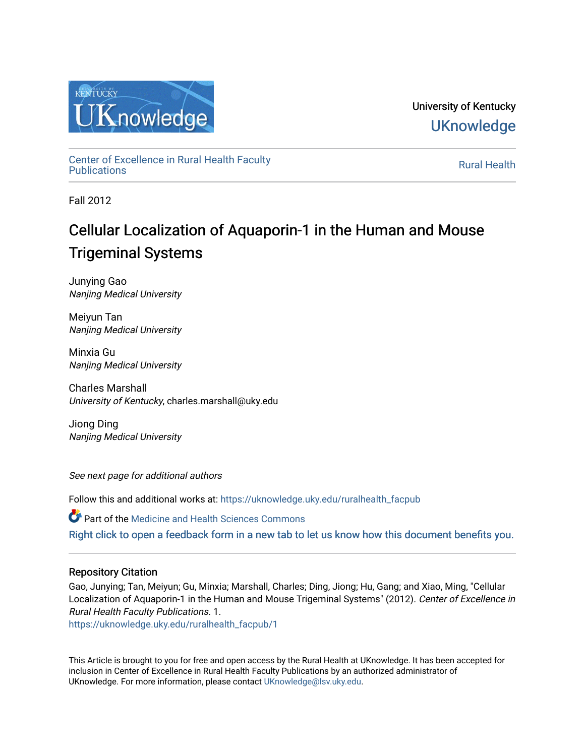University of Kentucky

UKnowledge

Center of Excellence in Rural Health Faculty Publications

Rural Health

Fall 2012

# Cellular Localization of Aquaporin-1 in the Human and Mouse Trigeminal Systems

Junying Gao
*Nanjing Medical University*

Meiyun Tan
*Nanjing Medical University*

Minxia Gu
*Nanjing Medical University*

Charles Marshall
*University of Kentucky*, charles.marshall@uky.edu

Jiong Ding
*Nanjing Medical University*

*See next page for additional authors*

Follow this and additional works at: https://uknowledge.uky.edu/ruralhealth_facpub

Part of the Medicine and Health Sciences Commons

Right click to open a feedback form in a new tab to let us know how this document benefits you.

## Repository Citation

Gao, Junying; Tan, Meiyun; Gu, Minxia; Marshall, Charles; Ding, Jiong; Hu, Gang; and Xiao, Ming, "Cellular Localization of Aquaporin-1 in the Human and Mouse Trigeminal Systems" (2012). *Center of Excellence in Rural Health Faculty Publications*. 1.
https://uknowledge.uky.edu/ruralhealth_facpub/1

This Article is brought to you for free and open access by the Rural Health at UKnowledge. It has been accepted for inclusion in Center of Excellence in Rural Health Faculty Publications by an authorized administrator of UKnowledge. For more information, please contact UKnowledge@lsv.uky.edu.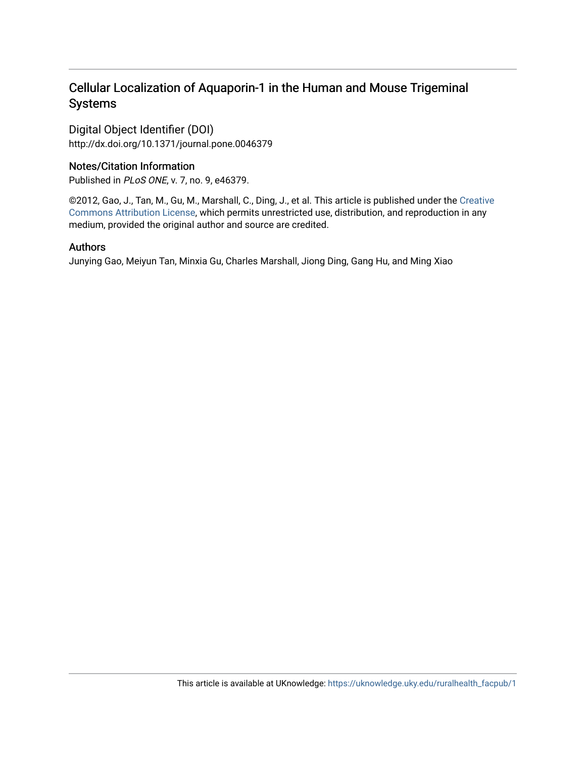# Cellular Localization of Aquaporin-1 in the Human and Mouse Trigeminal Systems

## Digital Object Identifier (DOI)

http://dx.doi.org/10.1371/journal.pone.0046379

## Notes/Citation Information

Published in *PLoS ONE*, v. 7, no. 9, e46379.

©2012, Gao, J., Tan, M., Gu, M., Marshall, C., Ding, J., et al. This article is published under the Creative Commons Attribution License, which permits unrestricted use, distribution, and reproduction in any medium, provided the original author and source are credited.

## Authors

Junying Gao, Meiyun Tan, Minxia Gu, Charles Marshall, Jiong Ding, Gang Hu, and Ming Xiao

This article is available at UKnowledge: https://uknowledge.uky.edu/ruralhealth_facpub/1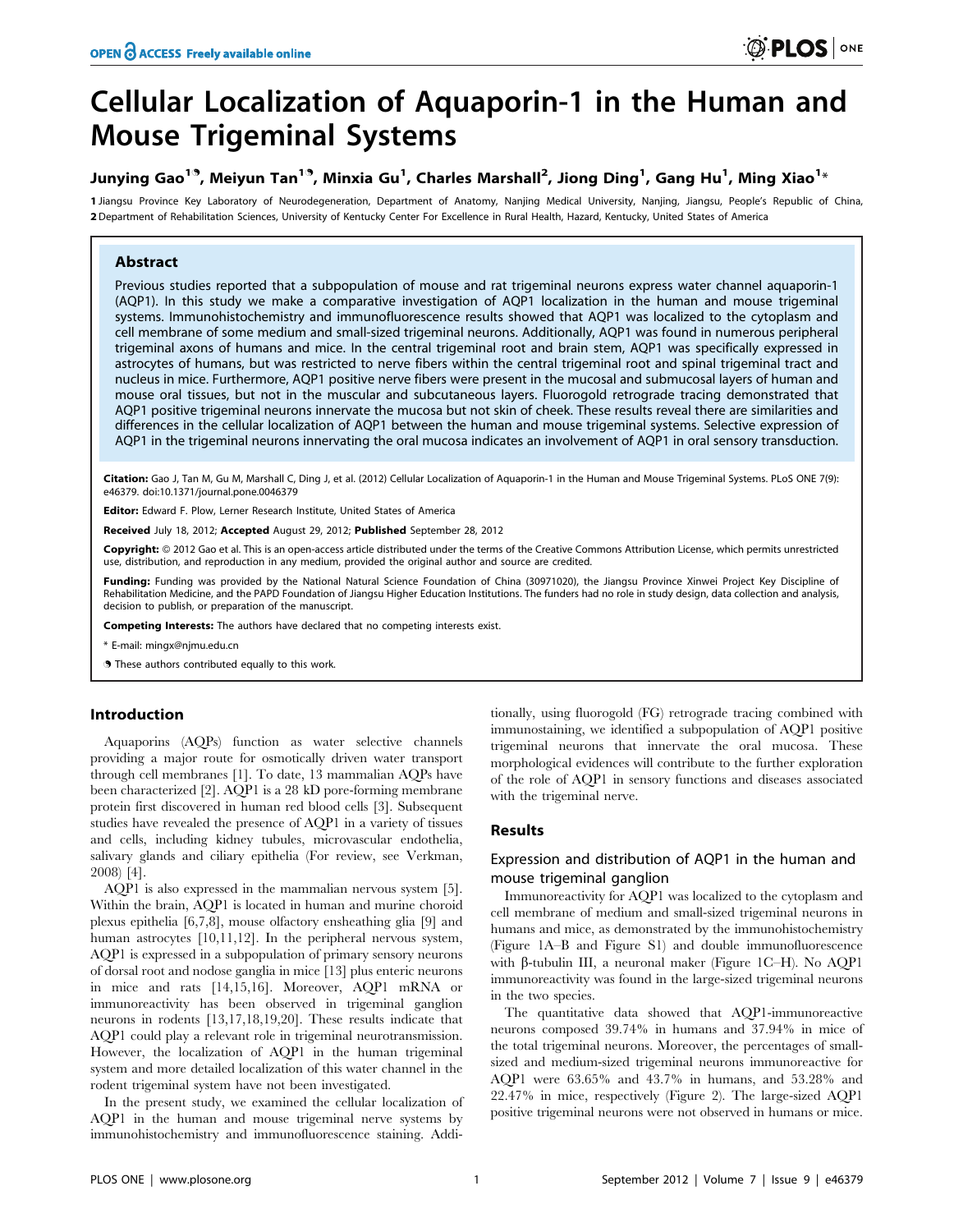# Cellular Localization of Aquaporin-1 in the Human and Mouse Trigeminal Systems

**Junying Gao[1,9], Meiyun Tan[1,9], Minxia Gu[1], Charles Marshall[2], Jiong Ding[1], Gang Hu[1], Ming Xiao[1]***

**1** Jiangsu Province Key Laboratory of Neurodegeneration, Department of Anatomy, Nanjing Medical University, Nanjing, Jiangsu, People's Republic of China, **2** Department of Rehabilitation Sciences, University of Kentucky Center For Excellence in Rural Health, Hazard, Kentucky, United States of America

## Abstract

Previous studies reported that a subpopulation of mouse and rat trigeminal neurons express water channel aquaporin-1 (AQP1). In this study we make a comparative investigation of AQP1 localization in the human and mouse trigeminal systems. Immunohistochemistry and immunofluorescence results showed that AQP1 was localized to the cytoplasm and cell membrane of some medium and small-sized trigeminal neurons. Additionally, AQP1 was found in numerous peripheral trigeminal axons of humans and mice. In the central trigeminal root and brain stem, AQP1 was specifically expressed in astrocytes of humans, but was restricted to nerve fibers within the central trigeminal root and spinal trigeminal tract and nucleus in mice. Furthermore, AQP1 positive nerve fibers were present in the mucosal and submucosal layers of human and mouse oral tissues, but not in the muscular and subcutaneous layers. Fluorogold retrograde tracing demonstrated that AQP1 positive trigeminal neurons innervate the mucosa but not skin of cheek. These results reveal there are similarities and differences in the cellular localization of AQP1 between the human and mouse trigeminal systems. Selective expression of AQP1 in the trigeminal neurons innervating the oral mucosa indicates an involvement of AQP1 in oral sensory transduction.

**Citation:** Gao J, Tan M, Gu M, Marshall C, Ding J, et al. (2012) Cellular Localization of Aquaporin-1 in the Human and Mouse Trigeminal Systems. PLoS ONE 7(9): e46379. doi:10.1371/journal.pone.0046379

**Editor:** Edward F. Plow, Lerner Research Institute, United States of America

**Received** July 18, 2012; **Accepted** August 29, 2012; **Published** September 28, 2012

**Copyright:** © 2012 Gao et al. This is an open-access article distributed under the terms of the Creative Commons Attribution License, which permits unrestricted use, distribution, and reproduction in any medium, provided the original author and source are credited.

**Funding:** Funding was provided by the National Natural Science Foundation of China (30971020), the Jiangsu Province Xinwei Project Key Discipline of Rehabilitation Medicine, and the PAPD Foundation of Jiangsu Higher Education Institutions. The funders had no role in study design, data collection and analysis, decision to publish, or preparation of the manuscript.

**Competing Interests:** The authors have declared that no competing interests exist.

\* E-mail: mingx@njmu.edu.cn

9 These authors contributed equally to this work.

## Introduction

Aquaporins (AQPs) function as water selective channels providing a major route for osmotically driven water transport through cell membranes [1]. To date, 13 mammalian AQPs have been characterized [2]. AQP1 is a 28 kD pore-forming membrane protein first discovered in human red blood cells [3]. Subsequent studies have revealed the presence of AQP1 in a variety of tissues and cells, including kidney tubules, microvascular endothelia, salivary glands and ciliary epithelia (For review, see Verkman, 2008) [4].

AQP1 is also expressed in the mammalian nervous system [5]. Within the brain, AQP1 is located in human and murine choroid plexus epithelia [6,7,8], mouse olfactory ensheathing glia [9] and human astrocytes [10,11,12]. In the peripheral nervous system, AQP1 is expressed in a subpopulation of primary sensory neurons of dorsal root and nodose ganglia in mice [13] plus enteric neurons in mice and rats [14,15,16]. Moreover, AQP1 mRNA or immunoreactivity has been observed in trigeminal ganglion neurons in rodents [13,17,18,19,20]. These results indicate that AQP1 could play a relevant role in trigeminal neurotransmission. However, the localization of AQP1 in the human trigeminal system and more detailed localization of this water channel in the rodent trigeminal system have not been investigated.

In the present study, we examined the cellular localization of AQP1 in the human and mouse trigeminal nerve systems by immunohistochemistry and immunofluorescence staining. Additionally, using fluorogold (FG) retrograde tracing combined with immunostaining, we identified a subpopulation of AQP1 positive trigeminal neurons that innervate the oral mucosa. These morphological evidences will contribute to the further exploration of the role of AQP1 in sensory functions and diseases associated with the trigeminal nerve.

## Results

### Expression and distribution of AQP1 in the human and mouse trigeminal ganglion

Immunoreactivity for AQP1 was localized to the cytoplasm and cell membrane of medium and small-sized trigeminal neurons in humans and mice, as demonstrated by the immunohistochemistry (Figure 1A–B and Figure S1) and double immunofluorescence with β-tubulin III, a neuronal maker (Figure 1C–H). No AQP1 immunoreactivity was found in the large-sized trigeminal neurons in the two species.

The quantitative data showed that AQP1-immunoreactive neurons composed 39.74% in humans and 37.94% in mice of the total trigeminal neurons. Moreover, the percentages of small-sized and medium-sized trigeminal neurons immunoreactive for AQP1 were 63.65% and 43.7% in humans, and 53.28% and 22.47% in mice, respectively (Figure 2). The large-sized AQP1 positive trigeminal neurons were not observed in humans or mice.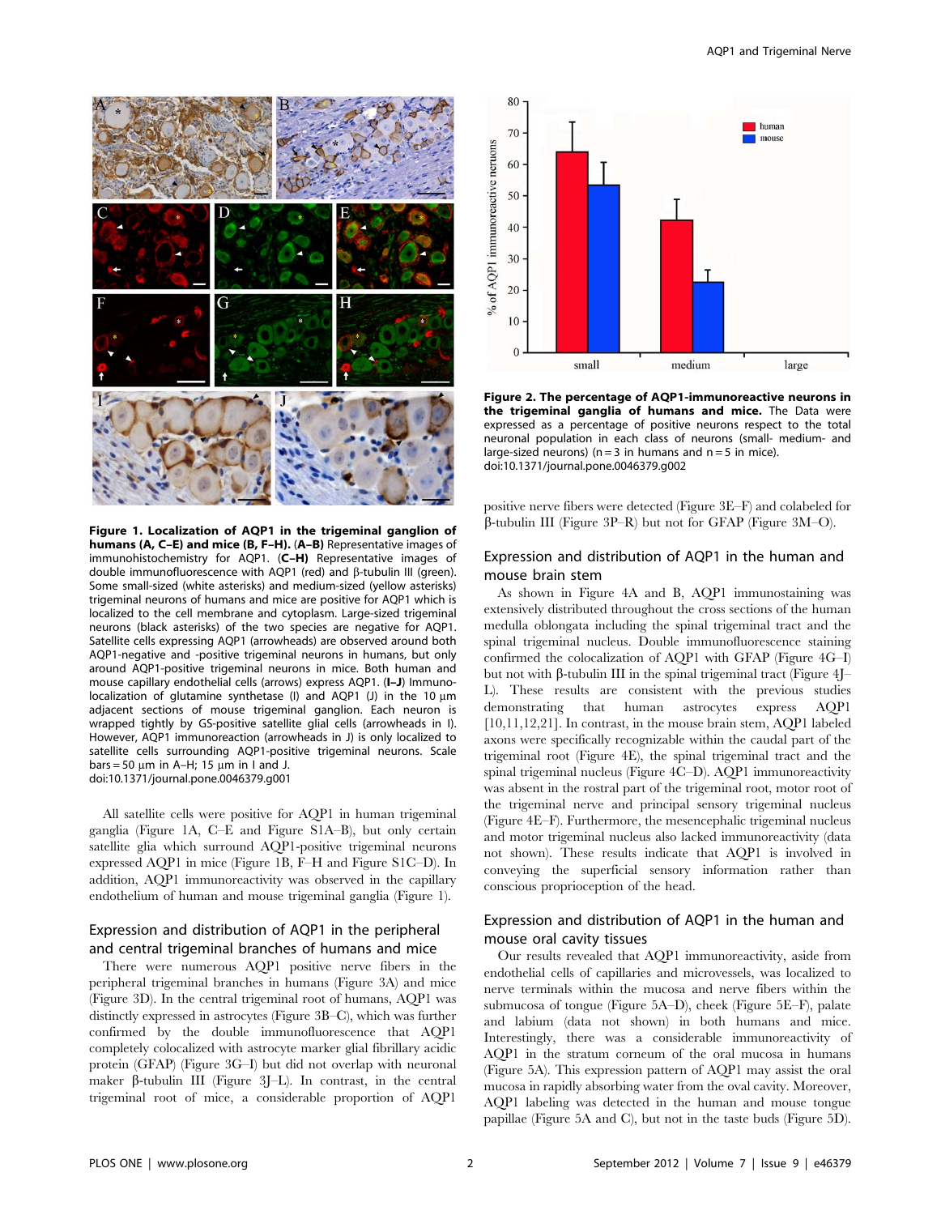**Figure 1. Localization of AQP1 in the trigeminal ganglion of humans (A, C–E) and mice (B, F–H).** **(A–B)** Representative images of immunohistochemistry for AQP1. **(C–H)** Representative images of double immunofluorescence with AQP1 (red) and β-tubulin III (green). Some small-sized (white asterisks) and medium-sized (yellow asterisks) trigeminal neurons of humans and mice are positive for AQP1 which is localized to the cell membrane and cytoplasm. Large-sized trigeminal neurons (black asterisks) of the two species are negative for AQP1. Satellite cells expressing AQP1 (arrowheads) are observed around both AQP1-negative and -positive trigeminal neurons in humans, but only around AQP1-positive trigeminal neurons in mice. Both human and mouse capillary endothelial cells (arrows) express AQP1. **(I–J)** Immunolocalization of glutamine synthetase (I) and AQP1 (J) in the 10 μm adjacent sections of mouse trigeminal ganglion. Each neuron is wrapped tightly by GS-positive satellite glial cells (arrowheads in I). However, AQP1 immunoreaction (arrowheads in J) is only localized to satellite cells surrounding AQP1-positive trigeminal neurons. Scale bars = 50 μm in A–H; 15 μm in I and J.
doi:10.1371/journal.pone.0046379.g001

All satellite cells were positive for AQP1 in human trigeminal ganglia (Figure 1A, C–E and Figure S1A–B), but only certain satellite glia which surround AQP1-positive trigeminal neurons expressed AQP1 in mice (Figure 1B, F–H and Figure S1C–D). In addition, AQP1 immunoreactivity was observed in the capillary endothelium of human and mouse trigeminal ganglia (Figure 1).

## Expression and distribution of AQP1 in the peripheral and central trigeminal branches of humans and mice

There were numerous AQP1 positive nerve fibers in the peripheral trigeminal branches in humans (Figure 3A) and mice (Figure 3D). In the central trigeminal root of humans, AQP1 was distinctly expressed in astrocytes (Figure 3B–C), which was further confirmed by the double immunofluorescence that AQP1 completely colocalized with astrocyte marker glial fibrillary acidic protein (GFAP) (Figure 3G–I) but did not overlap with neuronal maker β-tubulin III (Figure 3J–L). In contrast, in the central trigeminal root of mice, a considerable proportion of AQP1 positive nerve fibers were detected (Figure 3E–F) and colabeled for β-tubulin III (Figure 3P–R) but not for GFAP (Figure 3M–O).

**Figure 2. The percentage of AQP1-immunoreactive neurons in the trigeminal ganglia of humans and mice.** The Data were expressed as a percentage of positive neurons respect to the total neuronal population in each class of neurons (small- medium- and large-sized neurons) (n = 3 in humans and n = 5 in mice).
doi:10.1371/journal.pone.0046379.g002

## Expression and distribution of AQP1 in the human and mouse brain stem

As shown in Figure 4A and B, AQP1 immunostaining was extensively distributed throughout the cross sections of the human medulla oblongata including the spinal trigeminal tract and the spinal trigeminal nucleus. Double immunofluorescence staining confirmed the colocalization of AQP1 with GFAP (Figure 4G–I) but not with β-tubulin III in the spinal trigeminal tract (Figure 4J–L). These results are consistent with the previous studies demonstrating that human astrocytes express AQP1 [10,11,12,21]. In contrast, in the mouse brain stem, AQP1 labeled axons were specifically recognizable within the caudal part of the trigeminal root (Figure 4E), the spinal trigeminal tract and the spinal trigeminal nucleus (Figure 4C–D). AQP1 immunoreactivity was absent in the rostral part of the trigeminal root, motor root of the trigeminal nerve and principal sensory trigeminal nucleus (Figure 4E–F). Furthermore, the mesencephalic trigeminal nucleus and motor trigeminal nucleus also lacked immunoreactivity (data not shown). These results indicate that AQP1 is involved in conveying the superficial sensory information rather than conscious proprioception of the head.

## Expression and distribution of AQP1 in the human and mouse oral cavity tissues

Our results revealed that AQP1 immunoreactivity, aside from endothelial cells of capillaries and microvessels, was localized to nerve terminals within the mucosa and nerve fibers within the submucosa of tongue (Figure 5A–D), cheek (Figure 5E–F), palate and labium (data not shown) in both humans and mice. Interestingly, there was a considerable immunoreactivity of AQP1 in the stratum corneum of the oral mucosa in humans (Figure 5A). This expression pattern of AQP1 may assist the oral mucosa in rapidly absorbing water from the oval cavity. Moreover, AQP1 labeling was detected in the human and mouse tongue papillae (Figure 5A and C), but not in the taste buds (Figure 5D).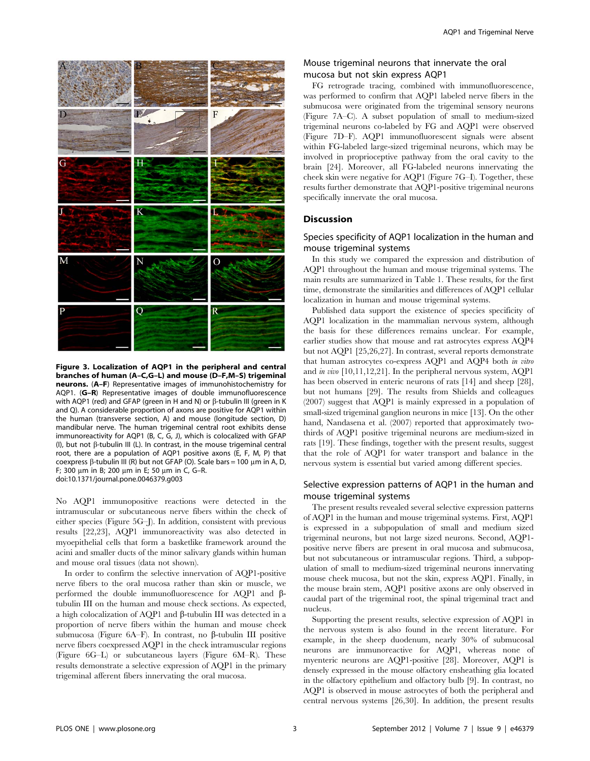**Figure 3. Localization of AQP1 in the peripheral and central branches of human (A–C,G–L) and mouse (D–F,M–S) trigeminal neurons.** (**A–F**) Representative images of immunohistochemistry for AQP1. (**G–R**) Representative images of double immunofluorescence with AQP1 (red) and GFAP (green in H and N) or β-tubulin III (green in K and Q). A considerable proportion of axons are positive for AQP1 within the human (transverse section, A) and mouse (longitude section, D) mandibular nerve. The human trigeminal central root exhibits dense immunoreactivity for AQP1 (B, C, G, J), which is colocalized with GFAP (I), but not β-tubulin III (L). In contrast, in the mouse trigeminal central root, there are a population of AQP1 positive axons (E, F, M, P) that coexpress β-tubulin III (R) but not GFAP (O). Scale bars = 100 μm in A, D, F; 300 μm in B; 200 μm in E; 50 μm in C, G–R.
doi:10.1371/journal.pone.0046379.g003

No AQP1 immunopositive reactions were detected in the intramuscular or subcutaneous nerve fibers within the check of either species (Figure 5G–J). In addition, consistent with previous results [22,23], AQP1 immunoreactivity was also detected in myoepithelial cells that form a basketlike framework around the acini and smaller ducts of the minor salivary glands within human and mouse oral tissues (data not shown).

In order to confirm the selective innervation of AQP1-positive nerve fibers to the oral mucosa rather than skin or muscle, we performed the double immunofluorescence for AQP1 and β-tubulin III on the human and mouse check sections. As expected, a high colocalization of AQP1 and β-tubulin III was detected in a proportion of nerve fibers within the human and mouse cheek submucosa (Figure 6A–F). In contrast, no β-tubulin III positive nerve fibers coexpressed AQP1 in the check intramuscular regions (Figure 6G–L) or subcutaneous layers (Figure 6M–R). These results demonstrate a selective expression of AQP1 in the primary trigeminal afferent fibers innervating the oral mucosa.

### Mouse trigeminal neurons that innervate the oral mucosa but not skin express AQP1

FG retrograde tracing, combined with immunofluorescence, was performed to confirm that AQP1 labeled nerve fibers in the submucosa were originated from the trigeminal sensory neurons (Figure 7A–C). A subset population of small to medium-sized trigeminal neurons co-labeled by FG and AQP1 were observed (Figure 7D–F). AQP1 immunofluorescent signals were absent within FG-labeled large-sized trigeminal neurons, which may be involved in proprioceptive pathway from the oral cavity to the brain [24]. Moreover, all FG-labeled neurons innervating the cheek skin were negative for AQP1 (Figure 7G–I). Together, these results further demonstrate that AQP1-positive trigeminal neurons specifically innervate the oral mucosa.

## Discussion

### Species specificity of AQP1 localization in the human and mouse trigeminal systems

In this study we compared the expression and distribution of AQP1 throughout the human and mouse trigeminal systems. The main results are summarized in Table 1. These results, for the first time, demonstrate the similarities and differences of AQP1 cellular localization in human and mouse trigeminal systems.

Published data support the existence of species specificity of AQP1 localization in the mammalian nervous system, although the basis for these differences remains unclear. For example, earlier studies show that mouse and rat astrocytes express AQP4 but not AQP1 [25,26,27]. In contrast, several reports demonstrate that human astrocytes co-express AQP1 and AQP4 both *in vitro* and *in vivo* [10,11,12,21]. In the peripheral nervous system, AQP1 has been observed in enteric neurons of rats [14] and sheep [28], but not humans [29]. The results from Shields and colleagues (2007) suggest that AQP1 is mainly expressed in a population of small-sized trigeminal ganglion neurons in mice [13]. On the other hand, Nandasena et al. (2007) reported that approximately two-thirds of AQP1 positive trigeminal neurons are medium-sized in rats [19]. These findings, together with the present results, suggest that the role of AQP1 for water transport and balance in the nervous system is essential but varied among different species.

### Selective expression patterns of AQP1 in the human and mouse trigeminal systems

The present results revealed several selective expression patterns of AQP1 in the human and mouse trigeminal systems. First, AQP1 is expressed in a subpopulation of small and medium sized trigeminal neurons, but not large sized neurons. Second, AQP1-positive nerve fibers are present in oral mucosa and submucosa, but not subcutaneous or intramuscular regions. Third, a subpopulation of small to medium-sized trigeminal neurons innervating mouse cheek mucosa, but not the skin, express AQP1. Finally, in the mouse brain stem, AQP1 positive axons are only observed in caudal part of the trigeminal root, the spinal trigeminal tract and nucleus.

Supporting the present results, selective expression of AQP1 in the nervous system is also found in the recent literature. For example, in the sheep duodenum, nearly 30% of submucosal neurons are immunoreactive for AQP1, whereas none of myenteric neurons are AQP1-positive [28]. Moreover, AQP1 is densely expressed in the mouse olfactory ensheathing glia located in the olfactory epithelium and olfactory bulb [9]. In contrast, no AQP1 is observed in mouse astrocytes of both the peripheral and central nervous systems [26,30]. In addition, the present results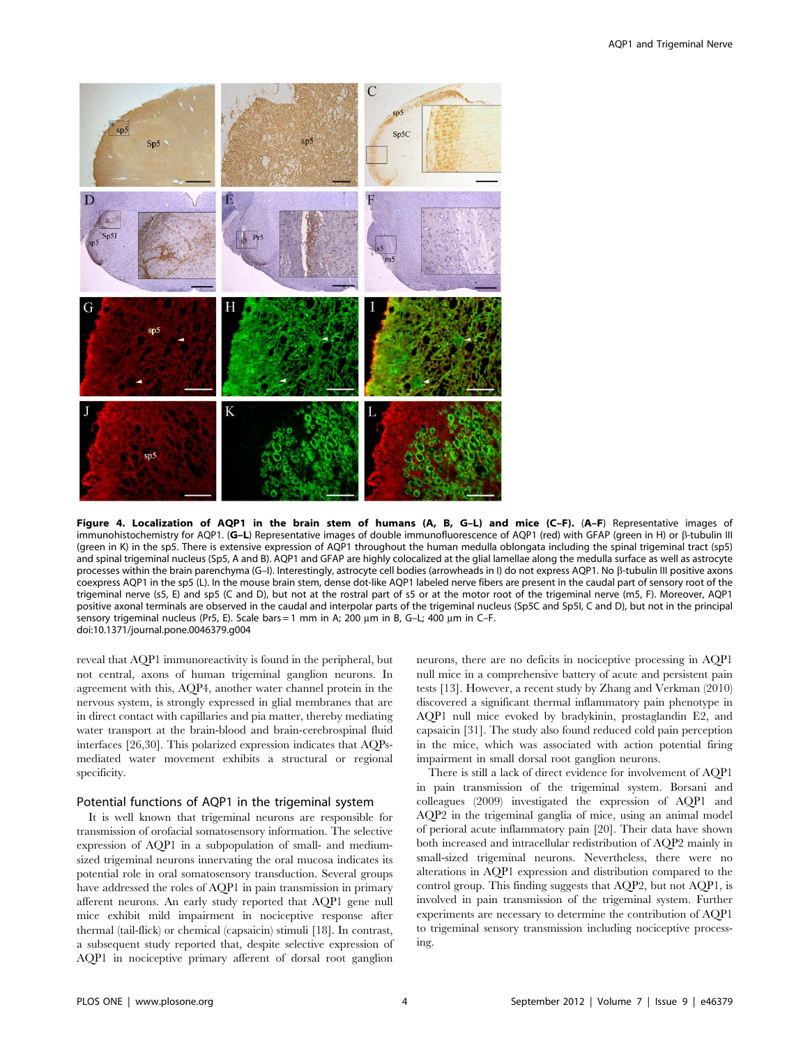**Figure 4. Localization of AQP1 in the brain stem of humans (A, B, G–L) and mice (C–F).** (**A–F**) Representative images of immunohistochemistry for AQP1. (**G–L**) Representative images of double immunofluorescence of AQP1 (red) with GFAP (green in H) or β-tubulin III (green in K) in the sp5. There is extensive expression of AQP1 throughout the human medulla oblongata including the spinal trigeminal tract (sp5) and spinal trigeminal nucleus (Sp5, A and B). AQP1 and GFAP are highly colocalized at the glial lamellae along the medulla surface as well as astrocyte processes within the brain parenchyma (G–I). Interestingly, astrocyte cell bodies (arrowheads in I) do not express AQP1. No β-tubulin III positive axons coexpress AQP1 in the sp5 (L). In the mouse brain stem, dense dot-like AQP1 labeled nerve fibers are present in the caudal part of sensory root of the trigeminal nerve (s5, E) and sp5 (C and D), but not at the rostral part of s5 or at the motor root of the trigeminal nerve (m5, F). Moreover, AQP1 positive axonal terminals are observed in the caudal and interpolar parts of the trigeminal nucleus (Sp5C and Sp5I, C and D), but not in the principal sensory trigeminal nucleus (Pr5, E). Scale bars = 1 mm in A; 200 μm in B, G–L; 400 μm in C–F.
doi:10.1371/journal.pone.0046379.g004

reveal that AQP1 immunoreactivity is found in the peripheral, but not central, axons of human trigeminal ganglion neurons. In agreement with this, AQP4, another water channel protein in the nervous system, is strongly expressed in glial membranes that are in direct contact with capillaries and pia matter, thereby mediating water transport at the brain-blood and brain-cerebrospinal fluid interfaces [26,30]. This polarized expression indicates that AQPs-mediated water movement exhibits a structural or regional specificity.

## Potential functions of AQP1 in the trigeminal system

It is well known that trigeminal neurons are responsible for transmission of orofacial somatosensory information. The selective expression of AQP1 in a subpopulation of small- and medium-sized trigeminal neurons innervating the oral mucosa indicates its potential role in oral somatosensory transduction. Several groups have addressed the roles of AQP1 in pain transmission in primary afferent neurons. An early study reported that AQP1 gene null mice exhibit mild impairment in nociceptive response after thermal (tail-flick) or chemical (capsaicin) stimuli [18]. In contrast, a subsequent study reported that, despite selective expression of AQP1 in nociceptive primary afferent of dorsal root ganglion neurons, there are no deficits in nociceptive processing in AQP1 null mice in a comprehensive battery of acute and persistent pain tests [13]. However, a recent study by Zhang and Verkman (2010) discovered a significant thermal inflammatory pain phenotype in AQP1 null mice evoked by bradykinin, prostaglandin E2, and capsaicin [31]. The study also found reduced cold pain perception in the mice, which was associated with action potential firing impairment in small dorsal root ganglion neurons.

There is still a lack of direct evidence for involvement of AQP1 in pain transmission of the trigeminal system. Borsani and colleagues (2009) investigated the expression of AQP1 and AQP2 in the trigeminal ganglia of mice, using an animal model of perioral acute inflammatory pain [20]. Their data have shown both increased and intracellular redistribution of AQP2 mainly in small-sized trigeminal neurons. Nevertheless, there were no alterations in AQP1 expression and distribution compared to the control group. This finding suggests that AQP2, but not AQP1, is involved in pain transmission of the trigeminal system. Further experiments are necessary to determine the contribution of AQP1 to trigeminal sensory transmission including nociceptive processing.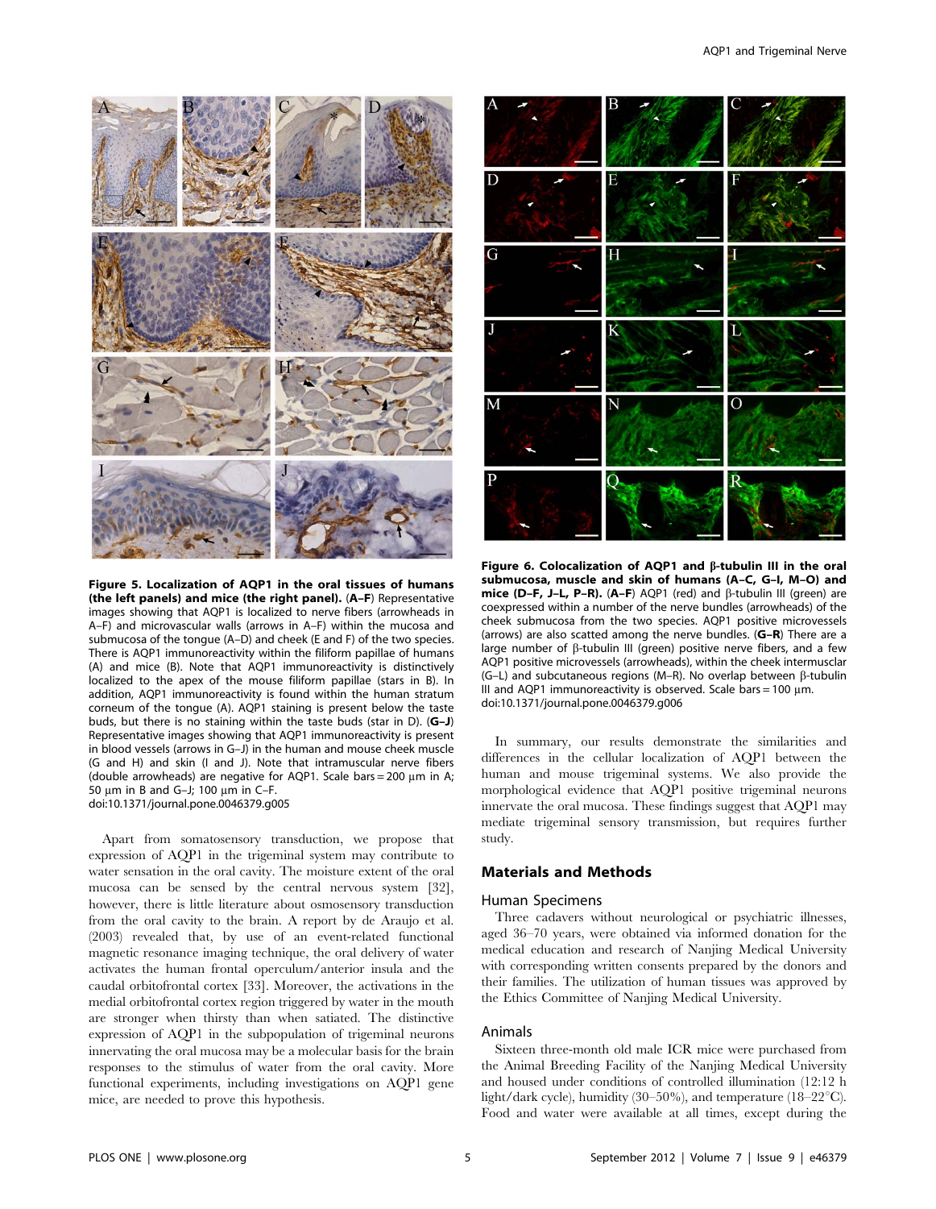**Figure 5. Localization of AQP1 in the oral tissues of humans (the left panels) and mice (the right panel).** (**A–F**) Representative images showing that AQP1 is localized to nerve fibers (arrowheads in A–F) and microvascular walls (arrows in A–F) within the mucosa and submucosa of the tongue (A–D) and cheek (E and F) of the two species. There is AQP1 immunoreactivity within the filiform papillae of humans (A) and mice (B). Note that AQP1 immunoreactivity is distinctively localized to the apex of the mouse filiform papillae (stars in B). In addition, AQP1 immunoreactivity is found within the human stratum corneum of the tongue (A). AQP1 staining is present below the taste buds, but there is no staining within the taste buds (star in D). (**G–J**) Representative images showing that AQP1 immunoreactivity is present in blood vessels (arrows in G–J) in the human and mouse cheek muscle (G and H) and skin (I and J). Note that intramuscular nerve fibers (double arrowheads) are negative for AQP1. Scale bars = 200 μm in A; 50 μm in B and G–J; 100 μm in C–F.
doi:10.1371/journal.pone.0046379.g005

Apart from somatosensory transduction, we propose that expression of AQP1 in the trigeminal system may contribute to water sensation in the oral cavity. The moisture extent of the oral mucosa can be sensed by the central nervous system [32], however, there is little literature about osmosensory transduction from the oral cavity to the brain. A report by de Araujo et al. (2003) revealed that, by use of an event-related functional magnetic resonance imaging technique, the oral delivery of water activates the human frontal operculum/anterior insula and the caudal orbitofrontal cortex [33]. Moreover, the activations in the medial orbitofrontal cortex region triggered by water in the mouth are stronger when thirsty than when satiated. The distinctive expression of AQP1 in the subpopulation of trigeminal neurons innervating the oral mucosa may be a molecular basis for the brain responses to the stimulus of water from the oral cavity. More functional experiments, including investigations on AQP1 gene mice, are needed to prove this hypothesis.

**Figure 6. Colocalization of AQP1 and β-tubulin III in the oral submucosa, muscle and skin of humans (A–C, G–I, M–O) and mice (D–F, J–L, P–R).** (**A–F**) AQP1 (red) and β-tubulin III (green) are coexpressed within a number of the nerve bundles (arrowheads) of the cheek submucosa from the two species. AQP1 positive microvessels (arrows) are also scatted among the nerve bundles. (**G–R**) There are a large number of β-tubulin III (green) positive nerve fibers, and a few AQP1 positive microvessels (arrowheads), within the cheek intermuscular (G–L) and subcutaneous regions (M–R). No overlap between β-tubulin III and AQP1 immunoreactivity is observed. Scale bars = 100 μm.
doi:10.1371/journal.pone.0046379.g006

In summary, our results demonstrate the similarities and differences in the cellular localization of AQP1 between the human and mouse trigeminal systems. We also provide the morphological evidence that AQP1 positive trigeminal neurons innervate the oral mucosa. These findings suggest that AQP1 may mediate trigeminal sensory transmission, but requires further study.

## Materials and Methods

### Human Specimens

Three cadavers without neurological or psychiatric illnesses, aged 36–70 years, were obtained via informed donation for the medical education and research of Nanjing Medical University with corresponding written consents prepared by the donors and their families. The utilization of human tissues was approved by the Ethics Committee of Nanjing Medical University.

### Animals

Sixteen three-month old male ICR mice were purchased from the Animal Breeding Facility of the Nanjing Medical University and housed under conditions of controlled illumination (12:12 h light/dark cycle), humidity (30–50%), and temperature (18–22°C). Food and water were available at all times, except during the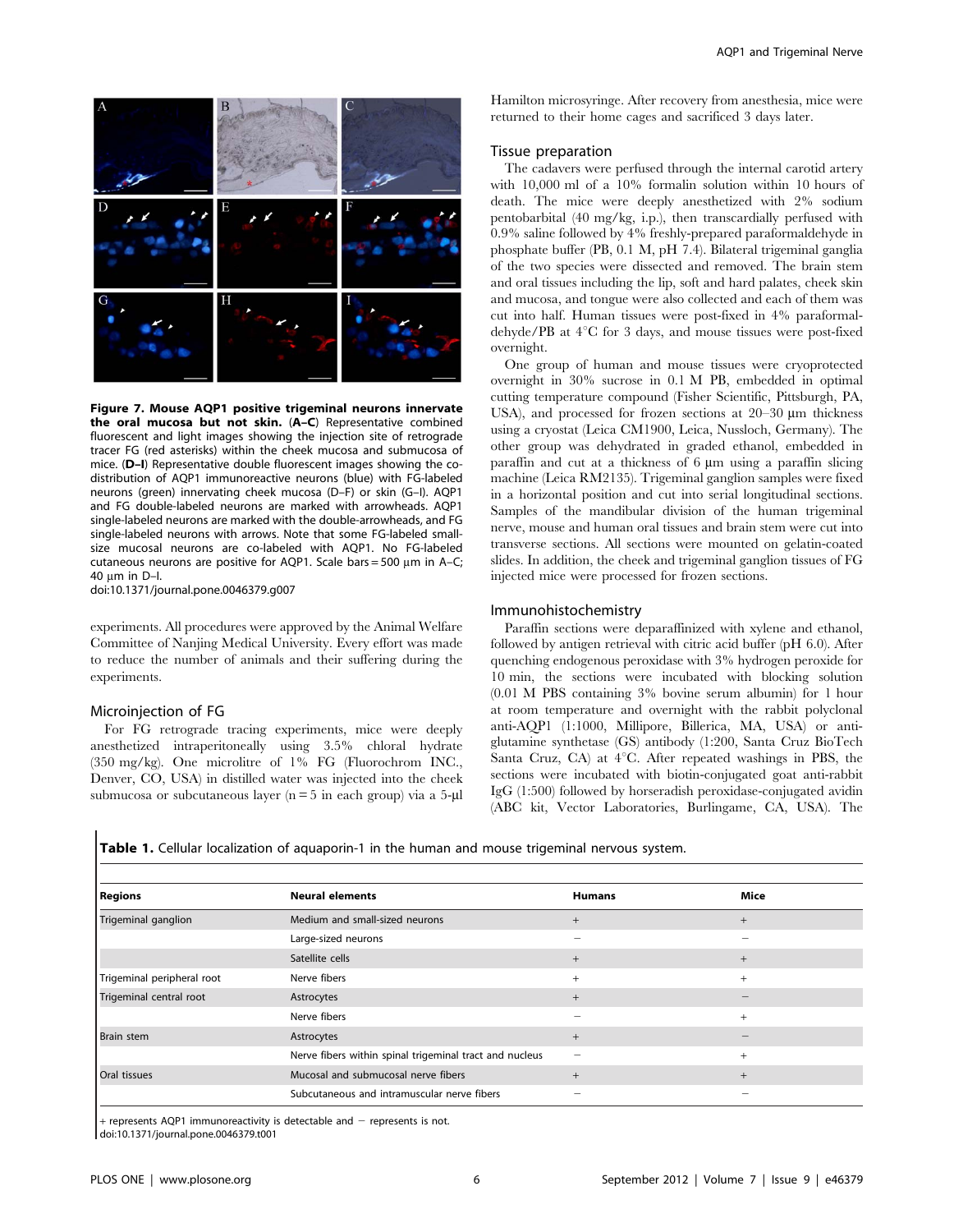**Figure 7. Mouse AQP1 positive trigeminal neurons innervate the oral mucosa but not skin.** (**A–C**) Representative combined fluorescent and light images showing the injection site of retrograde tracer FG (red asterisks) within the cheek mucosa and submucosa of mice. (**D–I**) Representative double fluorescent images showing the co-distribution of AQP1 immunoreactive neurons (blue) with FG-labeled neurons (green) innervating cheek mucosa (D–F) or skin (G–I). AQP1 and FG double-labeled neurons are marked with arrowheads. AQP1 single-labeled neurons are marked with the double-arrowheads, and FG single-labeled neurons with arrows. Note that some FG-labeled small-size mucosal neurons are co-labeled with AQP1. No FG-labeled cutaneous neurons are positive for AQP1. Scale bars = 500 µm in A–C; 40 µm in D–I.
doi:10.1371/journal.pone.0046379.g007

experiments. All procedures were approved by the Animal Welfare Committee of Nanjing Medical University. Every effort was made to reduce the number of animals and their suffering during the experiments.

### Microinjection of FG

For FG retrograde tracing experiments, mice were deeply anesthetized intraperitoneally using 3.5% chloral hydrate (350 mg/kg). One microlitre of 1% FG (Fluorochrom INC., Denver, CO, USA) in distilled water was injected into the cheek submucosa or subcutaneous layer (n = 5 in each group) via a 5-µl Hamilton microsyringe. After recovery from anesthesia, mice were returned to their home cages and sacrificed 3 days later.

### Tissue preparation

The cadavers were perfused through the internal carotid artery with 10,000 ml of a 10% formalin solution within 10 hours of death. The mice were deeply anesthetized with 2% sodium pentobarbital (40 mg/kg, i.p.), then transcardially perfused with 0.9% saline followed by 4% freshly-prepared paraformaldehyde in phosphate buffer (PB, 0.1 M, pH 7.4). Bilateral trigeminal ganglia of the two species were dissected and removed. The brain stem and oral tissues including the lip, soft and hard palates, cheek skin and mucosa, and tongue were also collected and each of them was cut into half. Human tissues were post-fixed in 4% paraformaldehyde/PB at 4°C for 3 days, and mouse tissues were post-fixed overnight.

One group of human and mouse tissues were cryoprotected overnight in 30% sucrose in 0.1 M PB, embedded in optimal cutting temperature compound (Fisher Scientific, Pittsburgh, PA, USA), and processed for frozen sections at 20–30 µm thickness using a cryostat (Leica CM1900, Leica, Nussloch, Germany). The other group was dehydrated in graded ethanol, embedded in paraffin and cut at a thickness of 6 µm using a paraffin slicing machine (Leica RM2135). Trigeminal ganglion samples were fixed in a horizontal position and cut into serial longitudinal sections. Samples of the mandibular division of the human trigeminal nerve, mouse and human oral tissues and brain stem were cut into transverse sections. All sections were mounted on gelatin-coated slides. In addition, the cheek and trigeminal ganglion tissues of FG injected mice were processed for frozen sections.

### Immunohistochemistry

Paraffin sections were deparaffinized with xylene and ethanol, followed by antigen retrieval with citric acid buffer (pH 6.0). After quenching endogenous peroxidase with 3% hydrogen peroxide for 10 min, the sections were incubated with blocking solution (0.01 M PBS containing 3% bovine serum albumin) for 1 hour at room temperature and overnight with the rabbit polyclonal anti-AQP1 (1:1000, Millipore, Billerica, MA, USA) or anti-glutamine synthetase (GS) antibody (1:200, Santa Cruz BioTech Santa Cruz, CA) at 4°C. After repeated washings in PBS, the sections were incubated with biotin-conjugated goat anti-rabbit IgG (1:500) followed by horseradish peroxidase-conjugated avidin (ABC kit, Vector Laboratories, Burlingame, CA, USA). The

**Table 1.** Cellular localization of aquaporin-1 in the human and mouse trigeminal nervous system.

| Regions | Neural elements | Humans | Mice |
|---|---|---|---|
| Trigeminal ganglion | Medium and small-sized neurons | + | + |
| | Large-sized neurons | − | − |
| | Satellite cells | + | + |
| Trigeminal peripheral root | Nerve fibers | + | + |
| Trigeminal central root | Astrocytes | + | − |
| | Nerve fibers | − | + |
| Brain stem | Astrocytes | + | − |
| | Nerve fibers within spinal trigeminal tract and nucleus | − | + |
| Oral tissues | Mucosal and submucosal nerve fibers | + | + |
| | Subcutaneous and intramuscular nerve fibers | − | − |

+ represents AQP1 immunoreactivity is detectable and − represents is not.
doi:10.1371/journal.pone.0046379.t001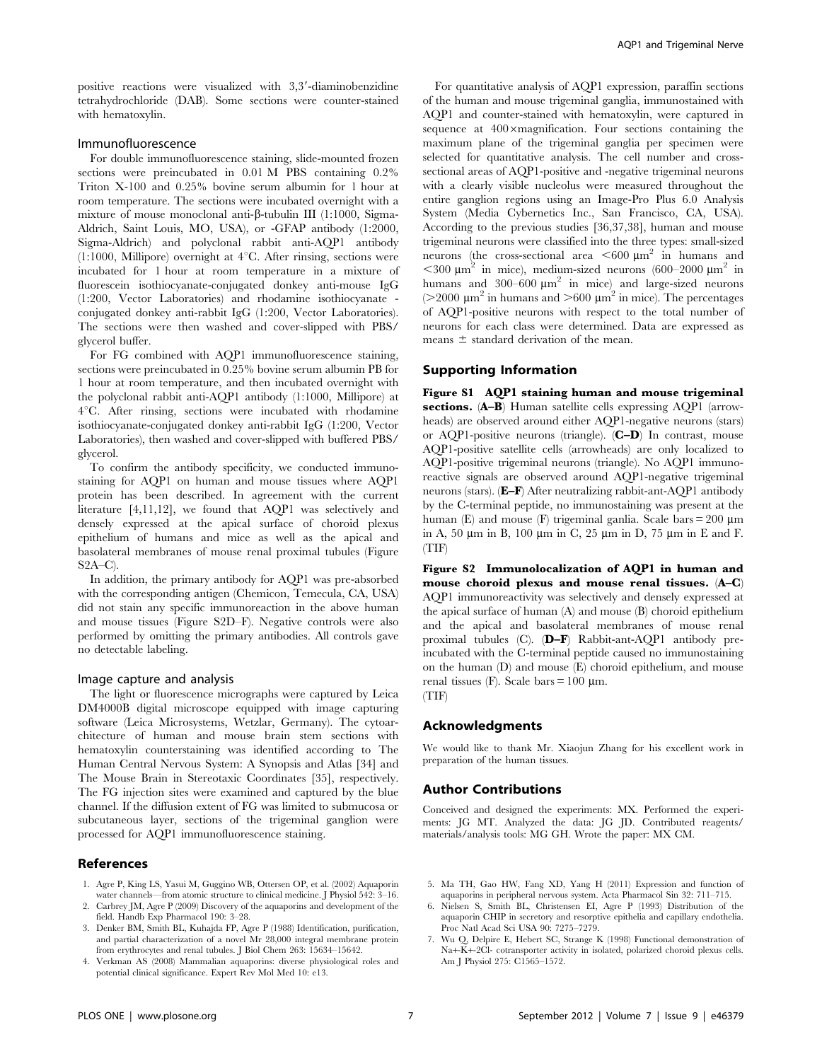positive reactions were visualized with 3,3′-diaminobenzidine tetrahydrochloride (DAB). Some sections were counter-stained with hematoxylin.

### Immunofluorescence

For double immunofluorescence staining, slide-mounted frozen sections were preincubated in 0.01 M PBS containing 0.2% Triton X-100 and 0.25% bovine serum albumin for 1 hour at room temperature. The sections were incubated overnight with a mixture of mouse monoclonal anti-β-tubulin III (1:1000, Sigma-Aldrich, Saint Louis, MO, USA), or -GFAP antibody (1:2000, Sigma-Aldrich) and polyclonal rabbit anti-AQP1 antibody (1:1000, Millipore) overnight at 4°C. After rinsing, sections were incubated for 1 hour at room temperature in a mixture of fluorescein isothiocyanate-conjugated donkey anti-mouse IgG (1:200, Vector Laboratories) and rhodamine isothiocyanate - conjugated donkey anti-rabbit IgG (1:200, Vector Laboratories). The sections were then washed and cover-slipped with PBS/glycerol buffer.

For FG combined with AQP1 immunofluorescence staining, sections were preincubated in 0.25% bovine serum albumin PB for 1 hour at room temperature, and then incubated overnight with the polyclonal rabbit anti-AQP1 antibody (1:1000, Millipore) at 4°C. After rinsing, sections were incubated with rhodamine isothiocyanate-conjugated donkey anti-rabbit IgG (1:200, Vector Laboratories), then washed and cover-slipped with buffered PBS/glycerol.

To confirm the antibody specificity, we conducted immunostaining for AQP1 on human and mouse tissues where AQP1 protein has been described. In agreement with the current literature [4,11,12], we found that AQP1 was selectively and densely expressed at the apical surface of choroid plexus epithelium of humans and mice as well as the apical and basolateral membranes of mouse renal proximal tubules (Figure S2A–C).

In addition, the primary antibody for AQP1 was pre-absorbed with the corresponding antigen (Chemicon, Temecula, CA, USA) did not stain any specific immunoreaction in the above human and mouse tissues (Figure S2D–F). Negative controls were also performed by omitting the primary antibodies. All controls gave no detectable labeling.

### Image capture and analysis

The light or fluorescence micrographs were captured by Leica DM4000B digital microscope equipped with image capturing software (Leica Microsystems, Wetzlar, Germany). The cytoarchitecture of human and mouse brain stem sections with hematoxylin counterstaining was identified according to The Human Central Nervous System: A Synopsis and Atlas [34] and The Mouse Brain in Stereotaxic Coordinates [35], respectively. The FG injection sites were examined and captured by the blue channel. If the diffusion extent of FG was limited to submucosa or subcutaneous layer, sections of the trigeminal ganglion were processed for AQP1 immunofluorescence staining.

For quantitative analysis of AQP1 expression, paraffin sections of the human and mouse trigeminal ganglia, immunostained with AQP1 and counter-stained with hematoxylin, were captured in sequence at 400×magnification. Four sections containing the maximum plane of the trigeminal ganglia per specimen were selected for quantitative analysis. The cell number and cross-sectional areas of AQP1-positive and -negative trigeminal neurons with a clearly visible nucleolus were measured throughout the entire ganglion regions using an Image-Pro Plus 6.0 Analysis System (Media Cybernetics Inc., San Francisco, CA, USA). According to the previous studies [36,37,38], human and mouse trigeminal neurons were classified into the three types: small-sized neurons (the cross-sectional area $<600\ \mu m^2$ in humans and $<300\ \mu m^2$ in mice), medium-sized neurons (600–2000 $\mu m^2$ in humans and 300–600 $\mu m^2$ in mice) and large-sized neurons ($>2000\ \mu m^2$ in humans and $>600\ \mu m^2$ in mice). The percentages of AQP1-positive neurons with respect to the total number of neurons for each class were determined. Data are expressed as means ± standard derivation of the mean.

## Supporting Information

**Figure S1 AQP1 staining human and mouse trigeminal sections.** (**A–B**) Human satellite cells expressing AQP1 (arrowheads) are observed around either AQP1-negative neurons (stars) or AQP1-positive neurons (triangle). (**C–D**) In contrast, mouse AQP1-positive satellite cells (arrowheads) are only localized to AQP1-positive trigeminal neurons (triangle). No AQP1 immunoreactive signals are observed around AQP1-negative trigeminal neurons (stars). (**E–F**) After neutralizing rabbit-ant-AQP1 antibody by the C-terminal peptide, no immunostaining was present at the human (E) and mouse (F) trigeminal ganlia. Scale bars = 200 μm in A, 50 μm in B, 100 μm in C, 25 μm in D, 75 μm in E and F. (TIF)

**Figure S2 Immunolocalization of AQP1 in human and mouse choroid plexus and mouse renal tissues.** (**A–C**) AQP1 immunoreactivity was selectively and densely expressed at the apical surface of human (A) and mouse (B) choroid epithelium and the apical and basolateral membranes of mouse renal proximal tubules (C). (**D–F**) Rabbit-ant-AQP1 antibody pre-incubated with the C-terminal peptide caused no immunostaining on the human (D) and mouse (E) choroid epithelium, and mouse renal tissues (F). Scale bars = 100 μm. (TIF)

## Acknowledgments

We would like to thank Mr. Xiaojun Zhang for his excellent work in preparation of the human tissues.

## Author Contributions

Conceived and designed the experiments: MX. Performed the experiments: JG MT. Analyzed the data: JG JD. Contributed reagents/materials/analysis tools: MG GH. Wrote the paper: MX CM.

## References

1. Agre P, King LS, Yasui M, Guggino WB, Ottersen OP, et al. (2002) Aquaporin water channels—from atomic structure to clinical medicine. J Physiol 542: 3–16.
2. Carbrey JM, Agre P (2009) Discovery of the aquaporins and development of the field. Handb Exp Pharmacol 190: 3–28.
3. Denker BM, Smith BL, Kuhajda FP, Agre P (1988) Identification, purification, and partial characterization of a novel Mr 28,000 integral membrane protein from erythrocytes and renal tubules. J Biol Chem 263: 15634–15642.
4. Verkman AS (2008) Mammalian aquaporins: diverse physiological roles and potential clinical significance. Expert Rev Mol Med 10: e13.
5. Ma TH, Gao HW, Fang XD, Yang H (2011) Expression and function of aquaporins in peripheral nervous system. Acta Pharmacol Sin 32: 711–715.
6. Nielsen S, Smith BL, Christensen EI, Agre P (1993) Distribution of the aquaporin CHIP in secretory and resorptive epithelia and capillary endothelia. Proc Natl Acad Sci USA 90: 7275–7279.
7. Wu Q, Delpire E, Hebert SC, Strange K (1998) Functional demonstration of Na+-K+-2Cl- cotransporter activity in isolated, polarized choroid plexus cells. Am J Physiol 275: C1565–1572.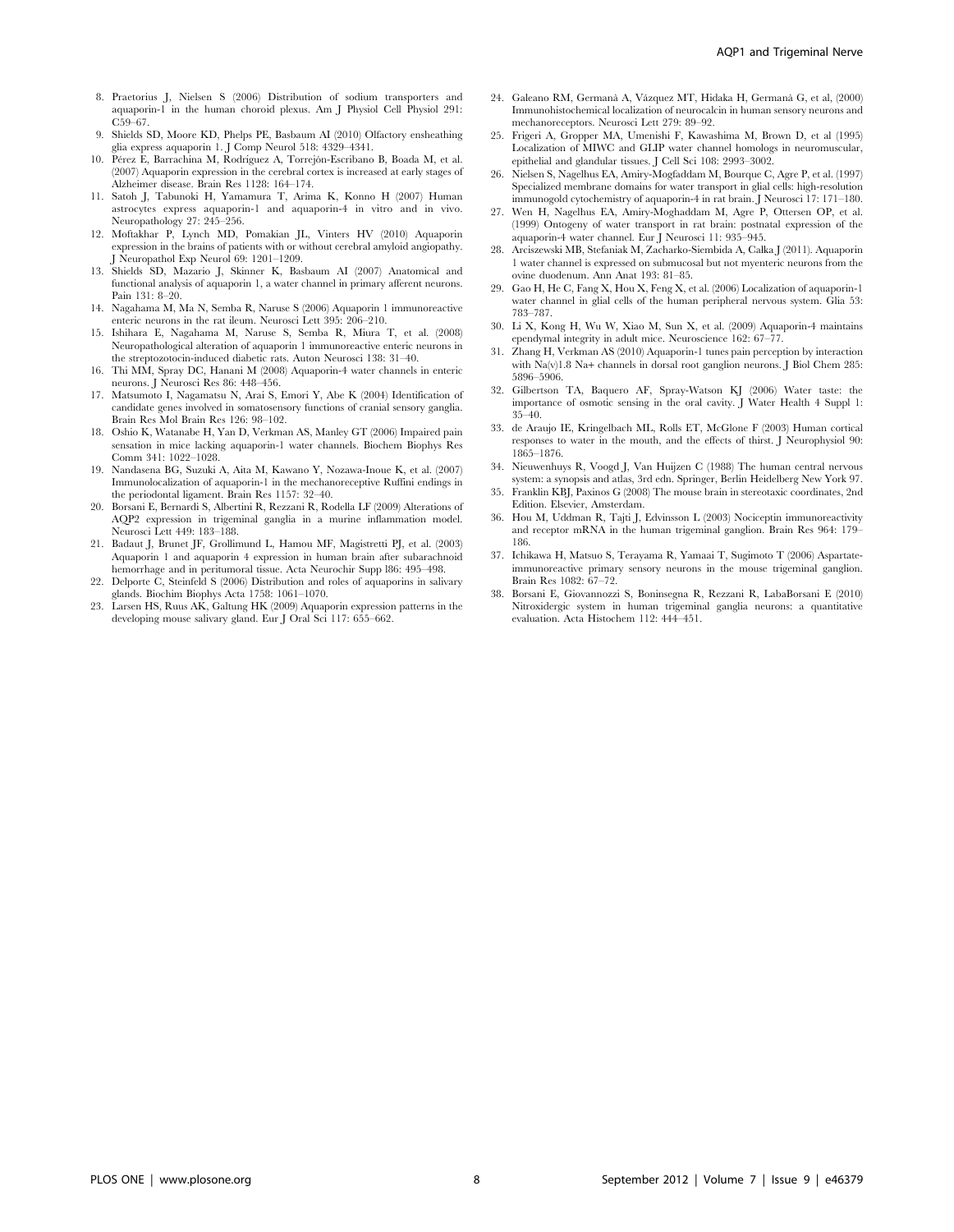8. Praetorius J, Nielsen S (2006) Distribution of sodium transporters and aquaporin-1 in the human choroid plexus. Am J Physiol Cell Physiol 291: C59–67.
9. Shields SD, Moore KD, Phelps PE, Basbaum AI (2010) Olfactory ensheathing glia express aquaporin 1. J Comp Neurol 518: 4329–4341.
10. Pérez E, Barrachina M, Rodríguez A, Torrejón-Escribano B, Boada M, et al. (2007) Aquaporin expression in the cerebral cortex is increased at early stages of Alzheimer disease. Brain Res 1128: 164–174.
11. Satoh J, Tabunoki H, Yamamura T, Arima K, Konno H (2007) Human astrocytes express aquaporin-1 and aquaporin-4 in vitro and in vivo. Neuropathology 27: 245–256.
12. Moftakhar P, Lynch MD, Pomakian JL, Vinters HV (2010) Aquaporin expression in the brains of patients with or without cerebral amyloid angiopathy. J Neuropathol Exp Neurol 69: 1201–1209.
13. Shields SD, Mazario J, Skinner K, Basbaum AI (2007) Anatomical and functional analysis of aquaporin 1, a water channel in primary afferent neurons. Pain 131: 8–20.
14. Nagahama M, Ma N, Semba R, Naruse S (2006) Aquaporin 1 immunoreactive enteric neurons in the rat ileum. Neurosci Lett 395: 206–210.
15. Ishihara E, Nagahama M, Naruse S, Semba R, Miura T, et al. (2008) Neuropathological alteration of aquaporin 1 immunoreactive enteric neurons in the streptozotocin-induced diabetic rats. Auton Neurosci 138: 31–40.
16. Thi MM, Spray DC, Hanani M (2008) Aquaporin-4 water channels in enteric neurons. J Neurosci Res 86: 448–456.
17. Matsumoto I, Nagamatsu N, Arai S, Emori Y, Abe K (2004) Identification of candidate genes involved in somatosensory functions of cranial sensory ganglia. Brain Res Mol Brain Res 126: 98–102.
18. Oshio K, Watanabe H, Yan D, Verkman AS, Manley GT (2006) Impaired pain sensation in mice lacking aquaporin-1 water channels. Biochem Biophys Res Comm 341: 1022–1028.
19. Nandasena BG, Suzuki A, Aita M, Kawano Y, Nozawa-Inoue K, et al. (2007) Immunolocalization of aquaporin-1 in the mechanoreceptive Ruffini endings in the periodontal ligament. Brain Res 1157: 32–40.
20. Borsani E, Bernardi S, Albertini R, Rezzani R, Rodella LF (2009) Alterations of AQP2 expression in trigeminal ganglia in a murine inflammation model. Neurosci Lett 449: 183–188.
21. Badaut J, Brunet JF, Grollimund L, Hamou MF, Magistretti PJ, et al. (2003) Aquaporin 1 and aquaporin 4 expression in human brain after subarachnoid hemorrhage and in peritumoral tissue. Acta Neurochir Supp l86: 495–498.
22. Delporte C, Steinfeld S (2006) Distribution and roles of aquaporins in salivary glands. Biochim Biophys Acta 1758: 1061–1070.
23. Larsen HS, Ruus AK, Galtung HK (2009) Aquaporin expression patterns in the developing mouse salivary gland. Eur J Oral Sci 117: 655–662.
24. Galeano RM, Germanà A, Vázquez MT, Hidaka H, Germanà G, et al, (2000) Immunohistochemical localization of neurocalcin in human sensory neurons and mechanoreceptors. Neurosci Lett 279: 89–92.
25. Frigeri A, Gropper MA, Umenishi F, Kawashima M, Brown D, et al (1995) Localization of MIWC and GLIP water channel homologs in neuromuscular, epithelial and glandular tissues. J Cell Sci 108: 2993–3002.
26. Nielsen S, Nagelhus EA, Amiry-Mogfaddam M, Bourque C, Agre P, et al. (1997) Specialized membrane domains for water transport in glial cells: high-resolution immunogold cytochemistry of aquaporin-4 in rat brain. J Neurosci 17: 171–180.
27. Wen H, Nagelhus EA, Amiry-Moghaddam M, Agre P, Ottersen OP, et al. (1999) Ontogeny of water transport in rat brain: postnatal expression of the aquaporin-4 water channel. Eur J Neurosci 11: 935–945.
28. Arciszewski MB, Stefaniak M, Zacharko-Siembida A, Całka J (2011). Aquaporin 1 water channel is expressed on submucosal but not myenteric neurons from the ovine duodenum. Ann Anat 193: 81–85.
29. Gao H, He C, Fang X, Hou X, Feng X, et al. (2006) Localization of aquaporin-1 water channel in glial cells of the human peripheral nervous system. Glia 53: 783–787.
30. Li X, Kong H, Wu W, Xiao M, Sun X, et al. (2009) Aquaporin-4 maintains ependymal integrity in adult mice. Neuroscience 162: 67–77.
31. Zhang H, Verkman AS (2010) Aquaporin-1 tunes pain perception by interaction with Na(v)1.8 Na+ channels in dorsal root ganglion neurons. J Biol Chem 285: 5896–5906.
32. Gilbertson TA, Baquero AF, Spray-Watson KJ (2006) Water taste: the importance of osmotic sensing in the oral cavity. J Water Health 4 Suppl 1: 35–40.
33. de Araujo IE, Kringelbach ML, Rolls ET, McGlone F (2003) Human cortical responses to water in the mouth, and the effects of thirst. J Neurophysiol 90: 1865–1876.
34. Nieuwenhuys R, Voogd J, Van Huijzen C (1988) The human central nervous system: a synopsis and atlas, 3rd edn. Springer, Berlin Heidelberg New York 97.
35. Franklin KBJ, Paxinos G (2008) The mouse brain in stereotaxic coordinates, 2nd Edition. Elsevier, Amsterdam.
36. Hou M, Uddman R, Tajti J, Edvinsson L (2003) Nociceptin immunoreactivity and receptor mRNA in the human trigeminal ganglion. Brain Res 964: 179–186.
37. Ichikawa H, Matsuo S, Terayama R, Yamaai T, Sugimoto T (2006) Aspartate-immunoreactive primary sensory neurons in the mouse trigeminal ganglion. Brain Res 1082: 67–72.
38. Borsani E, Giovannozzi S, Boninsegna R, Rezzani R, LabaBorsani E (2010) Nitroxidergic system in human trigeminal ganglia neurons: a quantitative evaluation. Acta Histochem 112: 444–451.